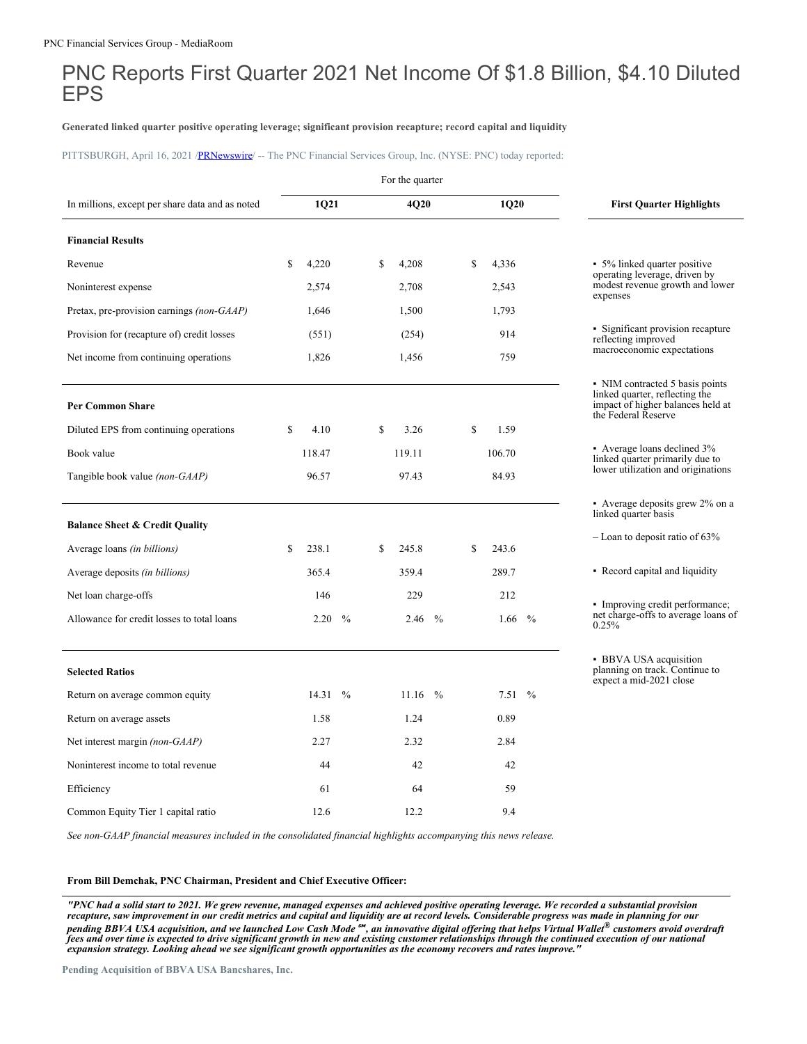# PNC Reports First Quarter 2021 Net Income Of $1.8 Billion, $4.10 Diluted EPS

**Generated linked quarter positive operating leverage; significant provision recapture; record capital and liquidity**

PITTSBURGH, April 16, 2021 /PRNewswire/ -- The PNC Financial Services Group, Inc. (NYSE: PNC) today reported:

| In millions, except per share data and as noted | For the quarter 1Q21 | 4Q20 | 1Q20 |
|---|---|---|---|
| **Financial Results** | | | |
| Revenue | $ 4,220 | $ 4,208 | $ 4,336 |
| Noninterest expense | 2,574 | 2,708 | 2,543 |
| Pretax, pre-provision earnings *(non-GAAP)* | 1,646 | 1,500 | 1,793 |
| Provision for (recapture of) credit losses | (551) | (254) | 914 |
| Net income from continuing operations | 1,826 | 1,456 | 759 |
| **Per Common Share** | | | |
| Diluted EPS from continuing operations | $ 4.10 | $ 3.26 | $ 1.59 |
| Book value | 118.47 | 119.11 | 106.70 |
| Tangible book value *(non-GAAP)* | 96.57 | 97.43 | 84.93 |
| **Balance Sheet & Credit Quality** | | | |
| Average loans *(in billions)* | $ 238.1 | $ 245.8 | $ 243.6 |
| Average deposits *(in billions)* | 365.4 | 359.4 | 289.7 |
| Net loan charge-offs | 146 | 229 | 212 |
| Allowance for credit losses to total loans | 2.20 % | 2.46 % | 1.66 % |
| **Selected Ratios** | | | |
| Return on average common equity | 14.31 % | 11.16 % | 7.51 % |
| Return on average assets | 1.58 | 1.24 | 0.89 |
| Net interest margin *(non-GAAP)* | 2.27 | 2.32 | 2.84 |
| Noninterest income to total revenue | 44 | 42 | 42 |
| Efficiency | 61 | 64 | 59 |
| Common Equity Tier 1 capital ratio | 12.6 | 12.2 | 9.4 |

*See non-GAAP financial measures included in the consolidated financial highlights accompanying this news release.*

**First Quarter Highlights**

- 5% linked quarter positive operating leverage, driven by modest revenue growth and lower expenses
- Significant provision recapture reflecting improved macroeconomic expectations
- NIM contracted 5 basis points linked quarter, reflecting the impact of higher balances held at the Federal Reserve
- Average loans declined 3% linked quarter primarily due to lower utilization and originations
- Average deposits grew 2% on a linked quarter basis
  - Loan to deposit ratio of 63%
- Record capital and liquidity
- Improving credit performance; net charge-offs to average loans of 0.25%
- BBVA USA acquisition planning on track. Continue to expect a mid-2021 close

**From Bill Demchak, PNC Chairman, President and Chief Executive Officer:**

***"PNC had a solid start to 2021. We grew revenue, managed expenses and achieved positive operating leverage. We recorded a substantial provision recapture, saw improvement in our credit metrics and capital and liquidity are at record levels. Considerable progress was made in planning for our pending BBVA USA acquisition, and we launched Low Cash Mode ℠, an innovative digital offering that helps Virtual Wallet® customers avoid overdraft fees and over time is expected to drive significant growth in new and existing customer relationships through the continued execution of our national expansion strategy. Looking ahead we see significant growth opportunities as the economy recovers and rates improve."***

**Pending Acquisition of BBVA USA Bancshares, Inc.**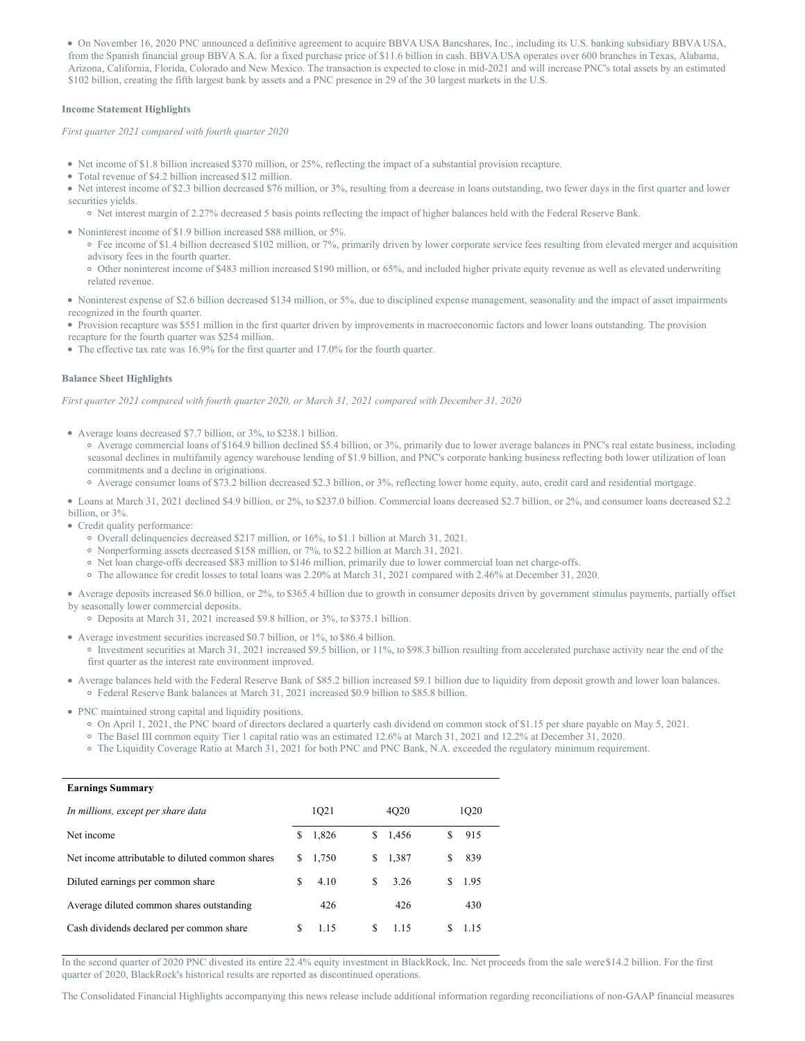- On November 16, 2020 PNC announced a definitive agreement to acquire BBVA USA Bancshares, Inc., including its U.S. banking subsidiary BBVA USA, from the Spanish financial group BBVA S.A. for a fixed purchase price of $11.6 billion in cash. BBVA USA operates over 600 branches in Texas, Alabama, Arizona, California, Florida, Colorado and New Mexico. The transaction is expected to close in mid-2021 and will increase PNC's total assets by an estimated $102 billion, creating the fifth largest bank by assets and a PNC presence in 29 of the 30 largest markets in the U.S.

**Income Statement Highlights**

*First quarter 2021 compared with fourth quarter 2020*

- Net income of $1.8 billion increased $370 million, or 25%, reflecting the impact of a substantial provision recapture.
- Total revenue of $4.2 billion increased $12 million.
- Net interest income of $2.3 billion decreased $76 million, or 3%, resulting from a decrease in loans outstanding, two fewer days in the first quarter and lower securities yields.
  - Net interest margin of 2.27% decreased 5 basis points reflecting the impact of higher balances held with the Federal Reserve Bank.
- Noninterest income of $1.9 billion increased $88 million, or 5%.
  - Fee income of $1.4 billion decreased $102 million, or 7%, primarily driven by lower corporate service fees resulting from elevated merger and acquisition advisory fees in the fourth quarter.
  - Other noninterest income of $483 million increased $190 million, or 65%, and included higher private equity revenue as well as elevated underwriting related revenue.
- Noninterest expense of $2.6 billion decreased $134 million, or 5%, due to disciplined expense management, seasonality and the impact of asset impairments recognized in the fourth quarter.
- Provision recapture was $551 million in the first quarter driven by improvements in macroeconomic factors and lower loans outstanding. The provision recapture for the fourth quarter was $254 million.
- The effective tax rate was 16.9% for the first quarter and 17.0% for the fourth quarter.

**Balance Sheet Highlights**

*First quarter 2021 compared with fourth quarter 2020, or March 31, 2021 compared with December 31, 2020*

- Average loans decreased $7.7 billion, or 3%, to $238.1 billion.
  - Average commercial loans of $164.9 billion declined $5.4 billion, or 3%, primarily due to lower average balances in PNC's real estate business, including seasonal declines in multifamily agency warehouse lending of $1.9 billion, and PNC's corporate banking business reflecting both lower utilization of loan commitments and a decline in originations.
  - Average consumer loans of $73.2 billion decreased $2.3 billion, or 3%, reflecting lower home equity, auto, credit card and residential mortgage.
- Loans at March 31, 2021 declined $4.9 billion, or 2%, to $237.0 billion. Commercial loans decreased $2.7 billion, or 2%, and consumer loans decreased $2.2 billion, or 3%.
- Credit quality performance:
  - Overall delinquencies decreased $217 million, or 16%, to $1.1 billion at March 31, 2021.
  - Nonperforming assets decreased $158 million, or 7%, to $2.2 billion at March 31, 2021.
  - Net loan charge-offs decreased $83 million to $146 million, primarily due to lower commercial loan net charge-offs.
  - The allowance for credit losses to total loans was 2.20% at March 31, 2021 compared with 2.46% at December 31, 2020.
- Average deposits increased $6.0 billion, or 2%, to $365.4 billion due to growth in consumer deposits driven by government stimulus payments, partially offset by seasonally lower commercial deposits.
  - Deposits at March 31, 2021 increased $9.8 billion, or 3%, to $375.1 billion.
- Average investment securities increased $0.7 billion, or 1%, to $86.4 billion.
  - Investment securities at March 31, 2021 increased $9.5 billion, or 11%, to $98.3 billion resulting from accelerated purchase activity near the end of the first quarter as the interest rate environment improved.
- Average balances held with the Federal Reserve Bank of $85.2 billion increased $9.1 billion due to liquidity from deposit growth and lower loan balances.
  - Federal Reserve Bank balances at March 31, 2021 increased $0.9 billion to $85.8 billion.
- PNC maintained strong capital and liquidity positions.
  - On April 1, 2021, the PNC board of directors declared a quarterly cash dividend on common stock of $1.15 per share payable on May 5, 2021.
  - The Basel III common equity Tier 1 capital ratio was an estimated 12.6% at March 31, 2021 and 12.2% at December 31, 2020.
  - The Liquidity Coverage Ratio at March 31, 2021 for both PNC and PNC Bank, N.A. exceeded the regulatory minimum requirement.

| **Earnings Summary** | | | |
|---|---|---|---|
| *In millions, except per share data* | 1Q21 | 4Q20 | 1Q20 |
| Net income | $ 1,826 | $ 1,456 | $ 915 |
| Net income attributable to diluted common shares | $ 1,750 | $ 1,387 | $ 839 |
| Diluted earnings per common share | $ 4.10 | $ 3.26 | $ 1.95 |
| Average diluted common shares outstanding | 426 | 426 | 430 |
| Cash dividends declared per common share | $ 1.15 | $ 1.15 | $ 1.15 |

In the second quarter of 2020 PNC divested its entire 22.4% equity investment in BlackRock, Inc. Net proceeds from the sale were $14.2 billion. For the first quarter of 2020, BlackRock's historical results are reported as discontinued operations.

The Consolidated Financial Highlights accompanying this news release include additional information regarding reconciliations of non-GAAP financial measures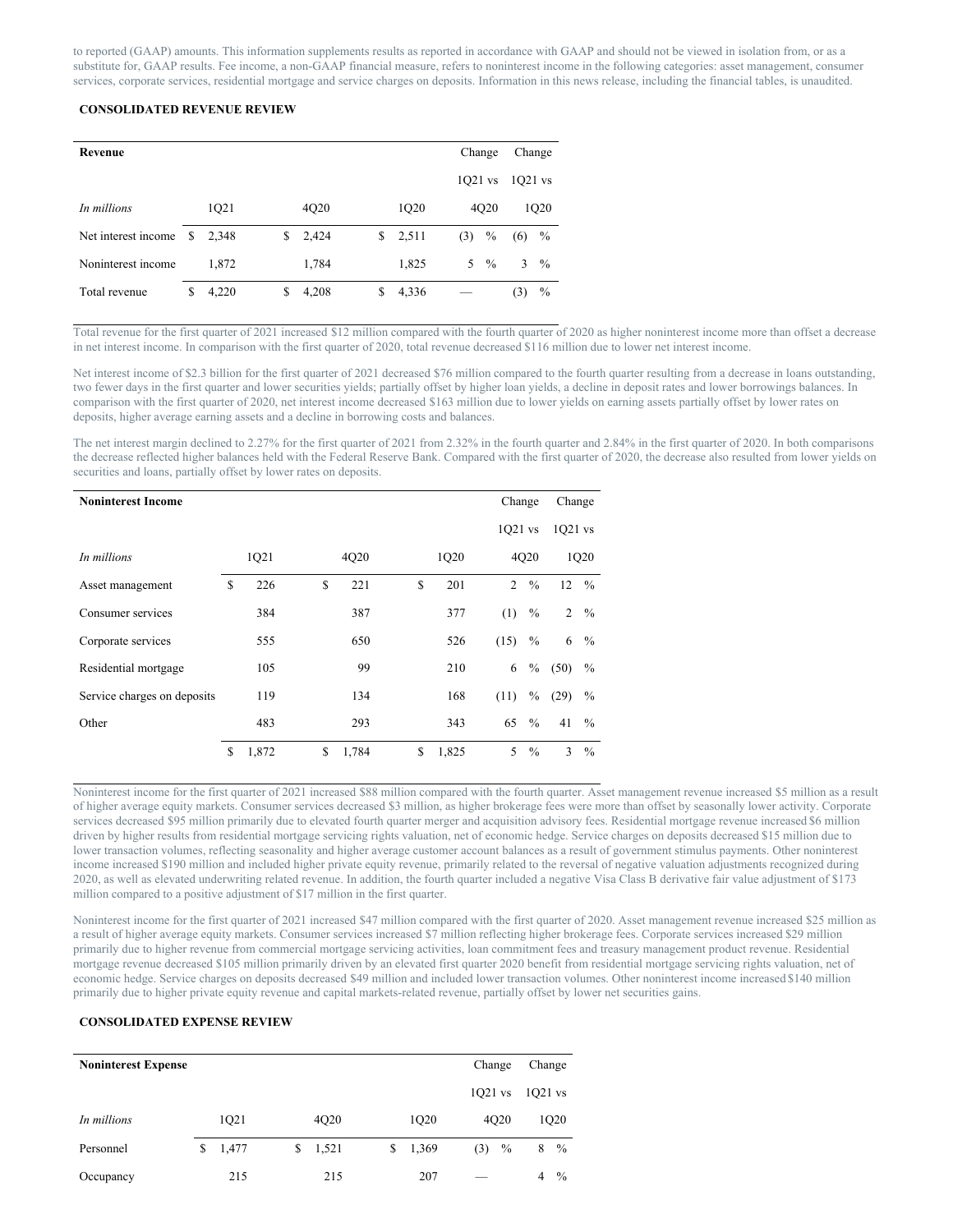to reported (GAAP) amounts. This information supplements results as reported in accordance with GAAP and should not be viewed in isolation from, or as a substitute for, GAAP results. Fee income, a non-GAAP financial measure, refers to noninterest income in the following categories: asset management, consumer services, corporate services, residential mortgage and service charges on deposits. Information in this news release, including the financial tables, is unaudited.

**CONSOLIDATED REVENUE REVIEW**

| **Revenue** | | | | Change 1Q21 vs | Change 1Q21 vs |
|---|---|---|---|---|---|
| *In millions* | 1Q21 | 4Q20 | 1Q20 | 4Q20 | 1Q20 |
| Net interest income | $ 2,348 | $ 2,424 | $ 2,511 | (3) % | (6) % |
| Noninterest income | 1,872 | 1,784 | 1,825 | 5 % | 3 % |
| Total revenue | $ 4,220 | $ 4,208 | $ 4,336 | — | (3) % |

Total revenue for the first quarter of 2021 increased $12 million compared with the fourth quarter of 2020 as higher noninterest income more than offset a decrease in net interest income. In comparison with the first quarter of 2020, total revenue decreased $116 million due to lower net interest income.

Net interest income of $2.3 billion for the first quarter of 2021 decreased $76 million compared to the fourth quarter resulting from a decrease in loans outstanding, two fewer days in the first quarter and lower securities yields; partially offset by higher loan yields, a decline in deposit rates and lower borrowings balances. In comparison with the first quarter of 2020, net interest income decreased $163 million due to lower yields on earning assets partially offset by lower rates on deposits, higher average earning assets and a decline in borrowing costs and balances.

The net interest margin declined to 2.27% for the first quarter of 2021 from 2.32% in the fourth quarter and 2.84% in the first quarter of 2020. In both comparisons the decrease reflected higher balances held with the Federal Reserve Bank. Compared with the first quarter of 2020, the decrease also resulted from lower yields on securities and loans, partially offset by lower rates on deposits.

| **Noninterest Income** | | | | Change 1Q21 vs | Change 1Q21 vs |
|---|---|---|---|---|---|
| *In millions* | 1Q21 | 4Q20 | 1Q20 | 4Q20 | 1Q20 |
| Asset management | $ 226 | $ 221 | $ 201 | 2 % | 12 % |
| Consumer services | 384 | 387 | 377 | (1) % | 2 % |
| Corporate services | 555 | 650 | 526 | (15) % | 6 % |
| Residential mortgage | 105 | 99 | 210 | 6 % | (50) % |
| Service charges on deposits | 119 | 134 | 168 | (11) % | (29) % |
| Other | 483 | 293 | 343 | 65 % | 41 % |
| | $ 1,872 | $ 1,784 | $ 1,825 | 5 % | 3 % |

Noninterest income for the first quarter of 2021 increased $88 million compared with the fourth quarter. Asset management revenue increased $5 million as a result of higher average equity markets. Consumer services decreased $3 million, as higher brokerage fees were more than offset by seasonally lower activity. Corporate services decreased $95 million primarily due to elevated fourth quarter merger and acquisition advisory fees. Residential mortgage revenue increased $6 million driven by higher results from residential mortgage servicing rights valuation, net of economic hedge. Service charges on deposits decreased $15 million due to lower transaction volumes, reflecting seasonality and higher average customer account balances as a result of government stimulus payments. Other noninterest income increased $190 million and included higher private equity revenue, primarily related to the reversal of negative valuation adjustments recognized during 2020, as well as elevated underwriting related revenue. In addition, the fourth quarter included a negative Visa Class B derivative fair value adjustment of $173 million compared to a positive adjustment of $17 million in the first quarter.

Noninterest income for the first quarter of 2021 increased $47 million compared with the first quarter of 2020. Asset management revenue increased $25 million as a result of higher average equity markets. Consumer services increased $7 million reflecting higher brokerage fees. Corporate services increased $29 million primarily due to higher revenue from commercial mortgage servicing activities, loan commitment fees and treasury management product revenue. Residential mortgage revenue decreased $105 million primarily driven by an elevated first quarter 2020 benefit from residential mortgage servicing rights valuation, net of economic hedge. Service charges on deposits decreased $49 million and included lower transaction volumes. Other noninterest income increased $140 million primarily due to higher private equity revenue and capital markets-related revenue, partially offset by lower net securities gains.

**CONSOLIDATED EXPENSE REVIEW**

| **Noninterest Expense** | | | | Change 1Q21 vs | Change 1Q21 vs |
|---|---|---|---|---|---|
| *In millions* | 1Q21 | 4Q20 | 1Q20 | 4Q20 | 1Q20 |
| Personnel | $ 1,477 | $ 1,521 | $ 1,369 | (3) % | 8 % |
| Occupancy | 215 | 215 | 207 | — | 4 % |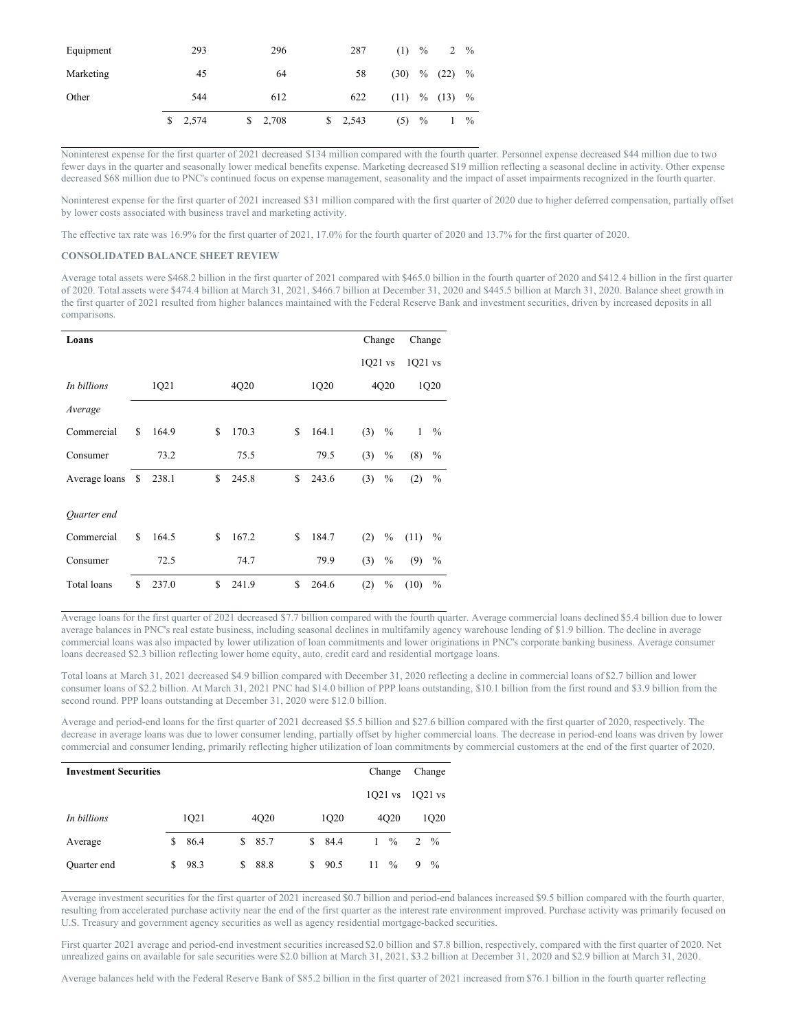| | | | | | |
|---|---|---|---|---|---|
| Equipment | 293 | 296 | 287 | (1) % | 2 % |
| Marketing | 45 | 64 | 58 | (30) % | (22) % |
| Other | 544 | 612 | 622 | (11) % | (13) % |
| | $ 2,574 | $ 2,708 | $ 2,543 | (5) % | 1 % |

Noninterest expense for the first quarter of 2021 decreased $134 million compared with the fourth quarter. Personnel expense decreased $44 million due to two fewer days in the quarter and seasonally lower medical benefits expense. Marketing decreased $19 million reflecting a seasonal decline in activity. Other expense decreased $68 million due to PNC's continued focus on expense management, seasonality and the impact of asset impairments recognized in the fourth quarter.

Noninterest expense for the first quarter of 2021 increased $31 million compared with the first quarter of 2020 due to higher deferred compensation, partially offset by lower costs associated with business travel and marketing activity.

The effective tax rate was 16.9% for the first quarter of 2021, 17.0% for the fourth quarter of 2020 and 13.7% for the first quarter of 2020.

**CONSOLIDATED BALANCE SHEET REVIEW**

Average total assets were $468.2 billion in the first quarter of 2021 compared with $465.0 billion in the fourth quarter of 2020 and $412.4 billion in the first quarter of 2020. Total assets were $474.4 billion at March 31, 2021, $466.7 billion at December 31, 2020 and $445.5 billion at March 31, 2020. Balance sheet growth in the first quarter of 2021 resulted from higher balances maintained with the Federal Reserve Bank and investment securities, driven by increased deposits in all comparisons.

| **Loans** | | | | Change 1Q21 vs 4Q20 | Change 1Q21 vs 1Q20 |
|---|---|---|---|---|---|
| *In billions* | 1Q21 | 4Q20 | 1Q20 | | |
| *Average* | | | | | |
| Commercial | $ 164.9 | $ 170.3 | $ 164.1 | (3) % | 1 % |
| Consumer | 73.2 | 75.5 | 79.5 | (3) % | (8) % |
| Average loans | $ 238.1 | $ 245.8 | $ 243.6 | (3) % | (2) % |
| *Quarter end* | | | | | |
| Commercial | $ 164.5 | $ 167.2 | $ 184.7 | (2) % | (11) % |
| Consumer | 72.5 | 74.7 | 79.9 | (3) % | (9) % |
| Total loans | $ 237.0 | $ 241.9 | $ 264.6 | (2) % | (10) % |

Average loans for the first quarter of 2021 decreased $7.7 billion compared with the fourth quarter. Average commercial loans declined $5.4 billion due to lower average balances in PNC's real estate business, including seasonal declines in multifamily agency warehouse lending of $1.9 billion. The decline in average commercial loans was also impacted by lower utilization of loan commitments and lower originations in PNC's corporate banking business. Average consumer loans decreased $2.3 billion reflecting lower home equity, auto, credit card and residential mortgage loans.

Total loans at March 31, 2021 decreased $4.9 billion compared with December 31, 2020 reflecting a decline in commercial loans of $2.7 billion and lower consumer loans of $2.2 billion. At March 31, 2021 PNC had $14.0 billion of PPP loans outstanding, $10.1 billion from the first round and $3.9 billion from the second round. PPP loans outstanding at December 31, 2020 were $12.0 billion.

Average and period-end loans for the first quarter of 2021 decreased $5.5 billion and $27.6 billion compared with the first quarter of 2020, respectively. The decrease in average loans was due to lower consumer lending, partially offset by higher commercial loans. The decrease in period-end loans was driven by lower commercial and consumer lending, primarily reflecting higher utilization of loan commitments by commercial customers at the end of the first quarter of 2020.

| **Investment Securities** | | | | Change 1Q21 vs 4Q20 | Change 1Q21 vs 1Q20 |
|---|---|---|---|---|---|
| *In billions* | 1Q21 | 4Q20 | 1Q20 | | |
| Average | $ 86.4 | $ 85.7 | $ 84.4 | 1 % | 2 % |
| Quarter end | $ 98.3 | $ 88.8 | $ 90.5 | 11 % | 9 % |

Average investment securities for the first quarter of 2021 increased $0.7 billion and period-end balances increased $9.5 billion compared with the fourth quarter, resulting from accelerated purchase activity near the end of the first quarter as the interest rate environment improved. Purchase activity was primarily focused on U.S. Treasury and government agency securities as well as agency residential mortgage-backed securities.

First quarter 2021 average and period-end investment securities increased $2.0 billion and $7.8 billion, respectively, compared with the first quarter of 2020. Net unrealized gains on available for sale securities were $2.0 billion at March 31, 2021, $3.2 billion at December 31, 2020 and $2.9 billion at March 31, 2020.

Average balances held with the Federal Reserve Bank of $85.2 billion in the first quarter of 2021 increased from $76.1 billion in the fourth quarter reflecting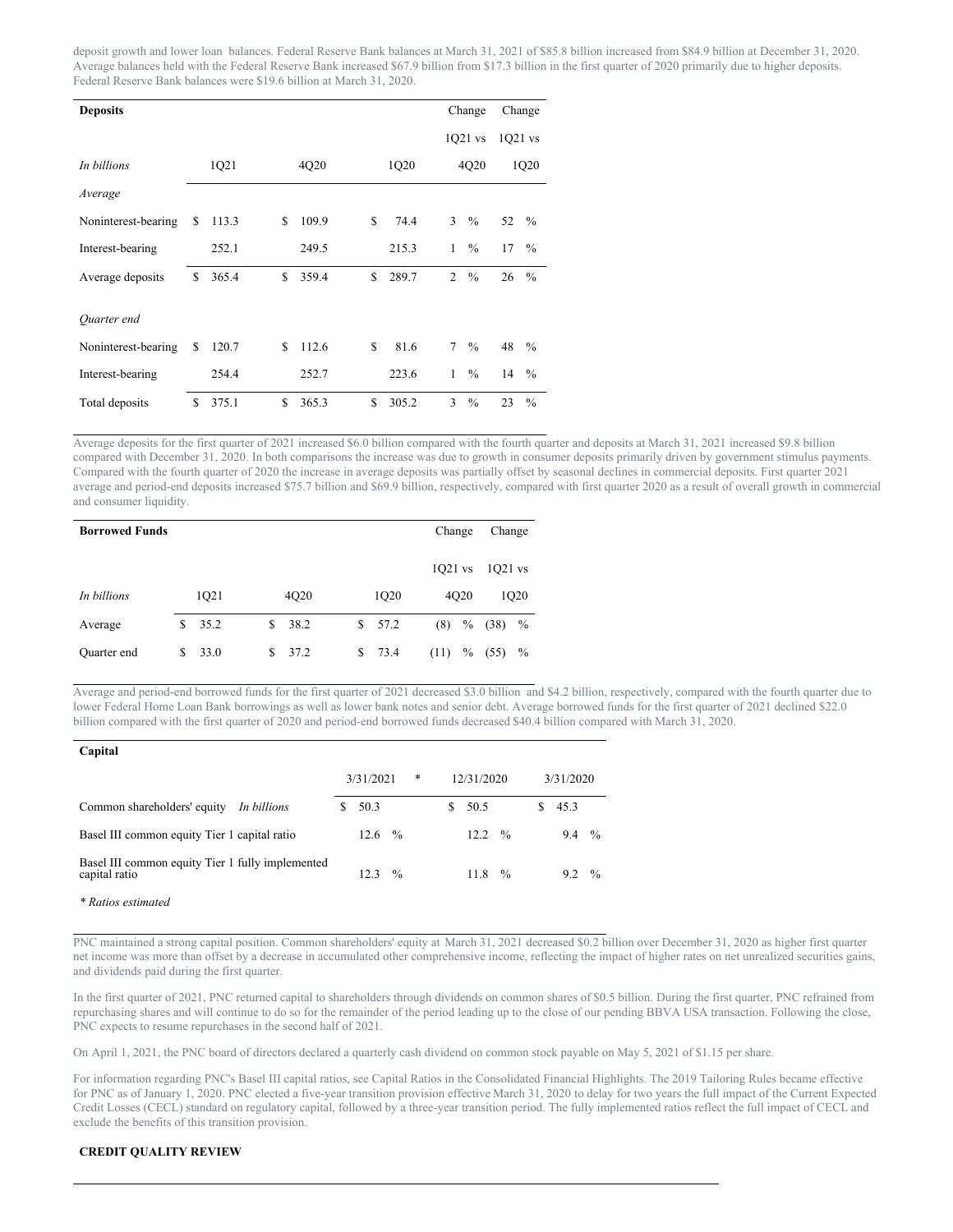deposit growth and lower loan balances. Federal Reserve Bank balances at March 31, 2021 of $85.8 billion increased from $84.9 billion at December 31, 2020. Average balances held with the Federal Reserve Bank increased $67.9 billion from $17.3 billion in the first quarter of 2020 primarily due to higher deposits. Federal Reserve Bank balances were $19.6 billion at March 31, 2020.

| **Deposits** | | | | Change 1Q21 vs 4Q20 | Change 1Q21 vs 1Q20 |
|---|---|---|---|---|---|
| *In billions* | 1Q21 | 4Q20 | 1Q20 | | |
| *Average* | | | | | |
| Noninterest-bearing | $ 113.3 | $ 109.9 | $ 74.4 | 3 % | 52 % |
| Interest-bearing | 252.1 | 249.5 | 215.3 | 1 % | 17 % |
| Average deposits | $ 365.4 | $ 359.4 | $ 289.7 | 2 % | 26 % |
| *Quarter end* | | | | | |
| Noninterest-bearing | $ 120.7 | $ 112.6 | $ 81.6 | 7 % | 48 % |
| Interest-bearing | 254.4 | 252.7 | 223.6 | 1 % | 14 % |
| Total deposits | $ 375.1 | $ 365.3 | $ 305.2 | 3 % | 23 % |

Average deposits for the first quarter of 2021 increased $6.0 billion compared with the fourth quarter and deposits at March 31, 2021 increased $9.8 billion compared with December 31, 2020. In both comparisons the increase was due to growth in consumer deposits primarily driven by government stimulus payments. Compared with the fourth quarter of 2020 the increase in average deposits was partially offset by seasonal declines in commercial deposits. First quarter 2021 average and period-end deposits increased $75.7 billion and $69.9 billion, respectively, compared with first quarter 2020 as a result of overall growth in commercial and consumer liquidity.

| **Borrowed Funds** | | | | Change 1Q21 vs 4Q20 | Change 1Q21 vs 1Q20 |
|---|---|---|---|---|---|
| *In billions* | 1Q21 | 4Q20 | 1Q20 | | |
| Average | $ 35.2 | $ 38.2 | $ 57.2 | (8) % | (38) % |
| Quarter end | $ 33.0 | $ 37.2 | $ 73.4 | (11) % | (55) % |

Average and period-end borrowed funds for the first quarter of 2021 decreased $3.0 billion and $4.2 billion, respectively, compared with the fourth quarter due to lower Federal Home Loan Bank borrowings as well as lower bank notes and senior debt. Average borrowed funds for the first quarter of 2021 declined $22.0 billion compared with the first quarter of 2020 and period-end borrowed funds decreased $40.4 billion compared with March 31, 2020.

| **Capital** | 3/31/2021 * | 12/31/2020 | 3/31/2020 |
|---|---|---|---|
| Common shareholders' equity *In billions* | $ 50.3 | $ 50.5 | $ 45.3 |
| Basel III common equity Tier 1 capital ratio | 12.6 % | 12.2 % | 9.4 % |
| Basel III common equity Tier 1 fully implemented capital ratio | 12.3 % | 11.8 % | 9.2 % |

*\* Ratios estimated*

PNC maintained a strong capital position. Common shareholders' equity at March 31, 2021 decreased $0.2 billion over December 31, 2020 as higher first quarter net income was more than offset by a decrease in accumulated other comprehensive income, reflecting the impact of higher rates on net unrealized securities gains, and dividends paid during the first quarter.

In the first quarter of 2021, PNC returned capital to shareholders through dividends on common shares of $0.5 billion. During the first quarter, PNC refrained from repurchasing shares and will continue to do so for the remainder of the period leading up to the close of our pending BBVA USA transaction. Following the close, PNC expects to resume repurchases in the second half of 2021.

On April 1, 2021, the PNC board of directors declared a quarterly cash dividend on common stock payable on May 5, 2021 of $1.15 per share.

For information regarding PNC's Basel III capital ratios, see Capital Ratios in the Consolidated Financial Highlights. The 2019 Tailoring Rules became effective for PNC as of January 1, 2020. PNC elected a five-year transition provision effective March 31, 2020 to delay for two years the full impact of the Current Expected Credit Losses (CECL) standard on regulatory capital, followed by a three-year transition period. The fully implemented ratios reflect the full impact of CECL and exclude the benefits of this transition provision.

**CREDIT QUALITY REVIEW**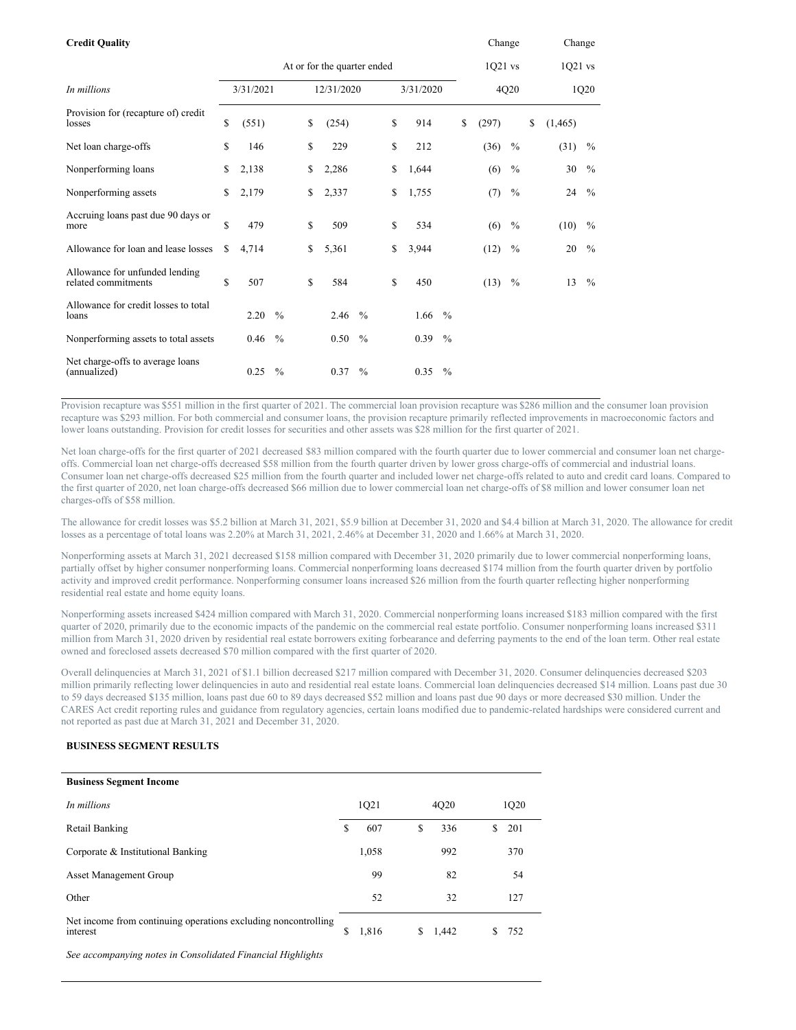**Credit Quality**

| In millions | At or for the quarter ended 3/31/2021 | 12/31/2020 | 3/31/2020 | Change 1Q21 vs 4Q20 | Change 1Q21 vs 1Q20 |
|---|---|---|---|---|---|
| Provision for (recapture of) credit losses | $ (551) | $ (254) | $ 914 | $ (297) | $ (1,465) |
| Net loan charge-offs | $ 146 | $ 229 | $ 212 | (36) % | (31) % |
| Nonperforming loans | $ 2,138 | $ 2,286 | $ 1,644 | (6) % | 30 % |
| Nonperforming assets | $ 2,179 | $ 2,337 | $ 1,755 | (7) % | 24 % |
| Accruing loans past due 90 days or more | $ 479 | $ 509 | $ 534 | (6) % | (10) % |
| Allowance for loan and lease losses | $ 4,714 | $ 5,361 | $ 3,944 | (12) % | 20 % |
| Allowance for unfunded lending related commitments | $ 507 | $ 584 | $ 450 | (13) % | 13 % |
| Allowance for credit losses to total loans | 2.20 % | 2.46 % | 1.66 % | | |
| Nonperforming assets to total assets | 0.46 % | 0.50 % | 0.39 % | | |
| Net charge-offs to average loans (annualized) | 0.25 % | 0.37 % | 0.35 % | | |

Provision recapture was $551 million in the first quarter of 2021. The commercial loan provision recapture was $286 million and the consumer loan provision recapture was $293 million. For both commercial and consumer loans, the provision recapture primarily reflected improvements in macroeconomic factors and lower loans outstanding. Provision for credit losses for securities and other assets was $28 million for the first quarter of 2021.

Net loan charge-offs for the first quarter of 2021 decreased $83 million compared with the fourth quarter due to lower commercial and consumer loan net charge-offs. Commercial loan net charge-offs decreased $58 million from the fourth quarter driven by lower gross charge-offs of commercial and industrial loans. Consumer loan net charge-offs decreased $25 million from the fourth quarter and included lower net charge-offs related to auto and credit card loans. Compared to the first quarter of 2020, net loan charge-offs decreased $66 million due to lower commercial loan net charge-offs of $8 million and lower consumer loan net charges-offs of $58 million.

The allowance for credit losses was $5.2 billion at March 31, 2021, $5.9 billion at December 31, 2020 and $4.4 billion at March 31, 2020. The allowance for credit losses as a percentage of total loans was 2.20% at March 31, 2021, 2.46% at December 31, 2020 and 1.66% at March 31, 2020.

Nonperforming assets at March 31, 2021 decreased $158 million compared with December 31, 2020 primarily due to lower commercial nonperforming loans, partially offset by higher consumer nonperforming loans. Commercial nonperforming loans decreased $174 million from the fourth quarter driven by portfolio activity and improved credit performance. Nonperforming consumer loans increased $26 million from the fourth quarter reflecting higher nonperforming residential real estate and home equity loans.

Nonperforming assets increased $424 million compared with March 31, 2020. Commercial nonperforming loans increased $183 million compared with the first quarter of 2020, primarily due to the economic impacts of the pandemic on the commercial real estate portfolio. Consumer nonperforming loans increased $311 million from March 31, 2020 driven by residential real estate borrowers exiting forbearance and deferring payments to the end of the loan term. Other real estate owned and foreclosed assets decreased $70 million compared with the first quarter of 2020.

Overall delinquencies at March 31, 2021 of $1.1 billion decreased $217 million compared with December 31, 2020. Consumer delinquencies decreased $203 million primarily reflecting lower delinquencies in auto and residential real estate loans. Commercial loan delinquencies decreased $14 million. Loans past due 30 to 59 days decreased $135 million, loans past due 60 to 89 days decreased $52 million and loans past due 90 days or more decreased $30 million. Under the CARES Act credit reporting rules and guidance from regulatory agencies, certain loans modified due to pandemic-related hardships were considered current and not reported as past due at March 31, 2021 and December 31, 2020.

## BUSINESS SEGMENT RESULTS

**Business Segment Income**

| In millions | 1Q21 | 4Q20 | 1Q20 |
|---|---|---|---|
| Retail Banking | $ 607 | $ 336 | $ 201 |
| Corporate & Institutional Banking | 1,058 | 992 | 370 |
| Asset Management Group | 99 | 82 | 54 |
| Other | 52 | 32 | 127 |
| Net income from continuing operations excluding noncontrolling interest | $ 1,816 | $ 1,442 | $ 752 |

*See accompanying notes in Consolidated Financial Highlights*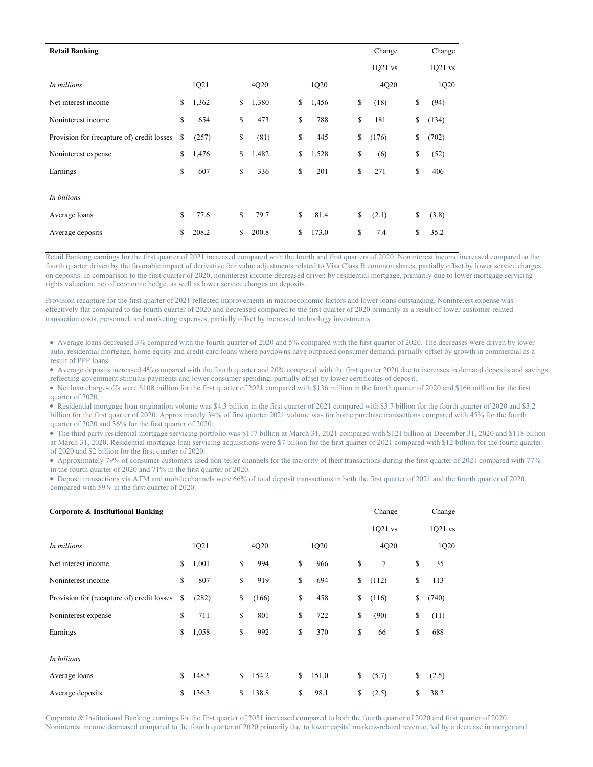| **Retail Banking** | | | | Change | Change |
|---|---|---|---|---|---|
| | | | | 1Q21 vs | 1Q21 vs |
| *In millions* | 1Q21 | 4Q20 | 1Q20 | 4Q20 | 1Q20 |
| Net interest income | $ 1,362 | $ 1,380 | $ 1,456 | $ (18) | $ (94) |
| Noninterest income | $ 654 | $ 473 | $ 788 | $ 181 | $ (134) |
| Provision for (recapture of) credit losses | $ (257) | $ (81) | $ 445 | $ (176) | $ (702) |
| Noninterest expense | $ 1,476 | $ 1,482 | $ 1,528 | $ (6) | $ (52) |
| Earnings | $ 607 | $ 336 | $ 201 | $ 271 | $ 406 |
| | | | | | |
| *In billions* | | | | | |
| Average loans | $ 77.6 | $ 79.7 | $ 81.4 | $ (2.1) | $ (3.8) |
| Average deposits | $ 208.2 | $ 200.8 | $ 173.0 | $ 7.4 | $ 35.2 |

Retail Banking earnings for the first quarter of 2021 increased compared with the fourth and first quarters of 2020. Noninterest income increased compared to the fourth quarter driven by the favorable impact of derivative fair value adjustments related to Visa Class B common shares, partially offset by lower service charges on deposits. In comparison to the first quarter of 2020, noninterest income decreased driven by residential mortgage, primarily due to lower mortgage servicing rights valuation, net of economic hedge, as well as lower service charges on deposits.

Provision recapture for the first quarter of 2021 reflected improvements in macroeconomic factors and lower loans outstanding. Noninterest expense was effectively flat compared to the fourth quarter of 2020 and decreased compared to the first quarter of 2020 primarily as a result of lower customer related transaction costs, personnel, and marketing expenses, partially offset by increased technology investments.

- Average loans decreased 3% compared with the fourth quarter of 2020 and 5% compared with the first quarter of 2020. The decreases were driven by lower auto, residential mortgage, home equity and credit card loans where paydowns have outpaced consumer demand, partially offset by growth in commercial as a result of PPP loans.
- Average deposits increased 4% compared with the fourth quarter and 20% compared with the first quarter 2020 due to increases in demand deposits and savings reflecting government stimulus payments and lower consumer spending, partially offset by lower certificates of deposit.
- Net loan charge-offs were $108 million for the first quarter of 2021 compared with $136 million in the fourth quarter of 2020 and $166 million for the first quarter of 2020.
- Residential mortgage loan origination volume was $4.3 billion in the first quarter of 2021 compared with $3.7 billion for the fourth quarter of 2020 and $3.2 billion for the first quarter of 2020. Approximately 34% of first quarter 2021 volume was for home purchase transactions compared with 45% for the fourth quarter of 2020 and 36% for the first quarter of 2020.
- The third party residential mortgage servicing portfolio was $117 billion at March 31, 2021 compared with $121 billion at December 31, 2020 and $118 billion at March 31, 2020. Residential mortgage loan servicing acquisitions were $7 billion for the first quarter of 2021 compared with $12 billion for the fourth quarter of 2020 and $2 billion for the first quarter of 2020.
- Approximately 79% of consumer customers used non-teller channels for the majority of their transactions during the first quarter of 2021 compared with 77% in the fourth quarter of 2020 and 71% in the first quarter of 2020.
- Deposit transactions via ATM and mobile channels were 66% of total deposit transactions in both the first quarter of 2021 and the fourth quarter of 2020, compared with 59% in the first quarter of 2020.

| **Corporate & Institutional Banking** | | | | Change | Change |
|---|---|---|---|---|---|
| | | | | 1Q21 vs | 1Q21 vs |
| *In millions* | 1Q21 | 4Q20 | 1Q20 | 4Q20 | 1Q20 |
| Net interest income | $ 1,001 | $ 994 | $ 966 | $ 7 | $ 35 |
| Noninterest income | $ 807 | $ 919 | $ 694 | $ (112) | $ 113 |
| Provision for (recapture of) credit losses | $ (282) | $ (166) | $ 458 | $ (116) | $ (740) |
| Noninterest expense | $ 711 | $ 801 | $ 722 | $ (90) | $ (11) |
| Earnings | $ 1,058 | $ 992 | $ 370 | $ 66 | $ 688 |
| | | | | | |
| *In billions* | | | | | |
| Average loans | $ 148.5 | $ 154.2 | $ 151.0 | $ (5.7) | $ (2.5) |
| Average deposits | $ 136.3 | $ 138.8 | $ 98.1 | $ (2.5) | $ 38.2 |

Corporate & Institutional Banking earnings for the first quarter of 2021 increased compared to both the fourth quarter of 2020 and first quarter of 2020. Noninterest income decreased compared to the fourth quarter of 2020 primarily due to lower capital markets-related revenue, led by a decrease in merger and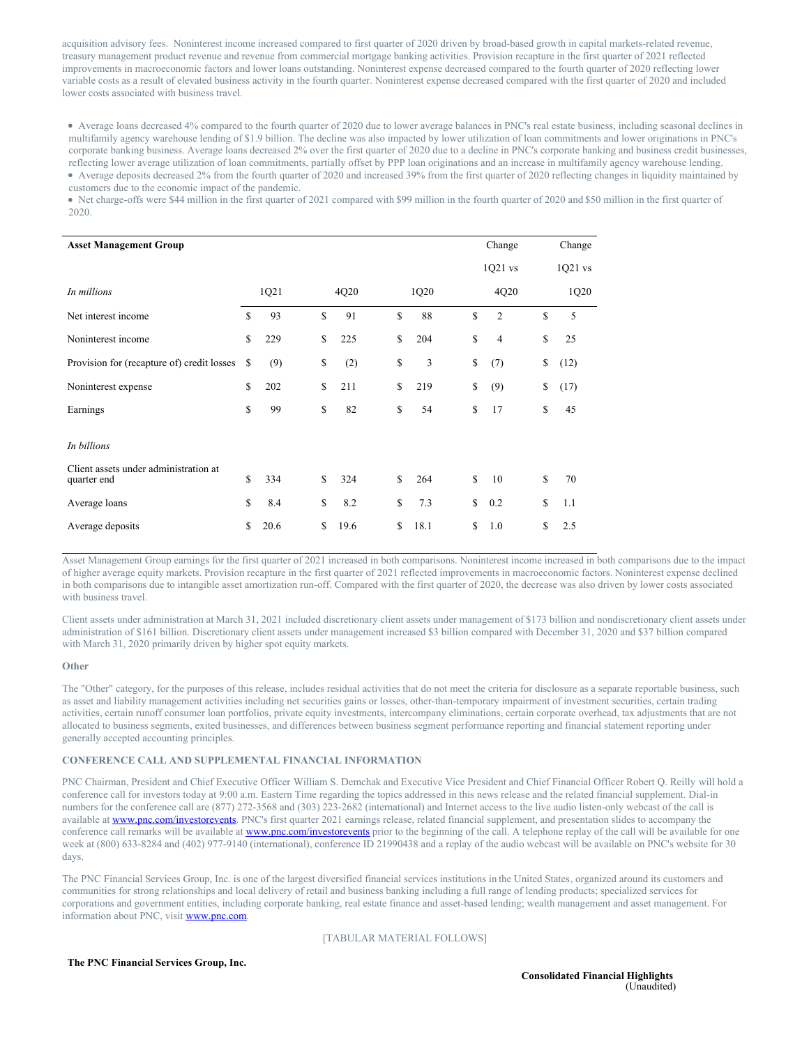acquisition advisory fees. Noninterest income increased compared to first quarter of 2020 driven by broad-based growth in capital markets-related revenue, treasury management product revenue and revenue from commercial mortgage banking activities. Provision recapture in the first quarter of 2021 reflected improvements in macroeconomic factors and lower loans outstanding. Noninterest expense decreased compared to the fourth quarter of 2020 reflecting lower variable costs as a result of elevated business activity in the fourth quarter. Noninterest expense decreased compared with the first quarter of 2020 and included lower costs associated with business travel.

- Average loans decreased 4% compared to the fourth quarter of 2020 due to lower average balances in PNC's real estate business, including seasonal declines in multifamily agency warehouse lending of $1.9 billion. The decline was also impacted by lower utilization of loan commitments and lower originations in PNC's corporate banking business. Average loans decreased 2% over the first quarter of 2020 due to a decline in PNC's corporate banking and business credit businesses, reflecting lower average utilization of loan commitments, partially offset by PPP loan originations and an increase in multifamily agency warehouse lending.
- Average deposits decreased 2% from the fourth quarter of 2020 and increased 39% from the first quarter of 2020 reflecting changes in liquidity maintained by customers due to the economic impact of the pandemic.
- Net charge-offs were $44 million in the first quarter of 2021 compared with $99 million in the fourth quarter of 2020 and $50 million in the first quarter of 2020.

| **Asset Management Group** | | | | Change 1Q21 vs | Change 1Q21 vs |
|---|---|---|---|---|---|
| *In millions* | 1Q21 | 4Q20 | 1Q20 | 4Q20 | 1Q20 |
| Net interest income | $ 93 | $ 91 | $ 88 | $ 2 | $ 5 |
| Noninterest income | $ 229 | $ 225 | $ 204 | $ 4 | $ 25 |
| Provision for (recapture of) credit losses | $ (9) | $ (2) | $ 3 | $ (7) | $ (12) |
| Noninterest expense | $ 202 | $ 211 | $ 219 | $ (9) | $ (17) |
| Earnings | $ 99 | $ 82 | $ 54 | $ 17 | $ 45 |
| *In billions* | | | | | |
| Client assets under administration at quarter end | $ 334 | $ 324 | $ 264 | $ 10 | $ 70 |
| Average loans | $ 8.4 | $ 8.2 | $ 7.3 | $ 0.2 | $ 1.1 |
| Average deposits | $ 20.6 | $ 19.6 | $ 18.1 | $ 1.0 | $ 2.5 |

Asset Management Group earnings for the first quarter of 2021 increased in both comparisons. Noninterest income increased in both comparisons due to the impact of higher average equity markets. Provision recapture in the first quarter of 2021 reflected improvements in macroeconomic factors. Noninterest expense declined in both comparisons due to intangible asset amortization run-off. Compared with the first quarter of 2020, the decrease was also driven by lower costs associated with business travel.

Client assets under administration at March 31, 2021 included discretionary client assets under management of $173 billion and nondiscretionary client assets under administration of $161 billion. Discretionary client assets under management increased $3 billion compared with December 31, 2020 and $37 billion compared with March 31, 2020 primarily driven by higher spot equity markets.

**Other**

The "Other" category, for the purposes of this release, includes residual activities that do not meet the criteria for disclosure as a separate reportable business, such as asset and liability management activities including net securities gains or losses, other-than-temporary impairment of investment securities, certain trading activities, certain runoff consumer loan portfolios, private equity investments, intercompany eliminations, certain corporate overhead, tax adjustments that are not allocated to business segments, exited businesses, and differences between business segment performance reporting and financial statement reporting under generally accepted accounting principles.

**CONFERENCE CALL AND SUPPLEMENTAL FINANCIAL INFORMATION**

PNC Chairman, President and Chief Executive Officer William S. Demchak and Executive Vice President and Chief Financial Officer Robert Q. Reilly will hold a conference call for investors today at 9:00 a.m. Eastern Time regarding the topics addressed in this news release and the related financial supplement. Dial-in numbers for the conference call are (877) 272-3568 and (303) 223-2682 (international) and Internet access to the live audio listen-only webcast of the call is available at www.pnc.com/investorevents. PNC's first quarter 2021 earnings release, related financial supplement, and presentation slides to accompany the conference call remarks will be available at www.pnc.com/investorevents prior to the beginning of the call. A telephone replay of the call will be available for one week at (800) 633-8284 and (402) 977-9140 (international), conference ID 21990438 and a replay of the audio webcast will be available on PNC's website for 30 days.

The PNC Financial Services Group, Inc. is one of the largest diversified financial services institutions in the United States, organized around its customers and communities for strong relationships and local delivery of retail and business banking including a full range of lending products; specialized services for corporations and government entities, including corporate banking, real estate finance and asset-based lending; wealth management and asset management. For information about PNC, visit www.pnc.com.

[TABULAR MATERIAL FOLLOWS]

**The PNC Financial Services Group, Inc.**

**Consolidated Financial Highlights**
(Unaudited)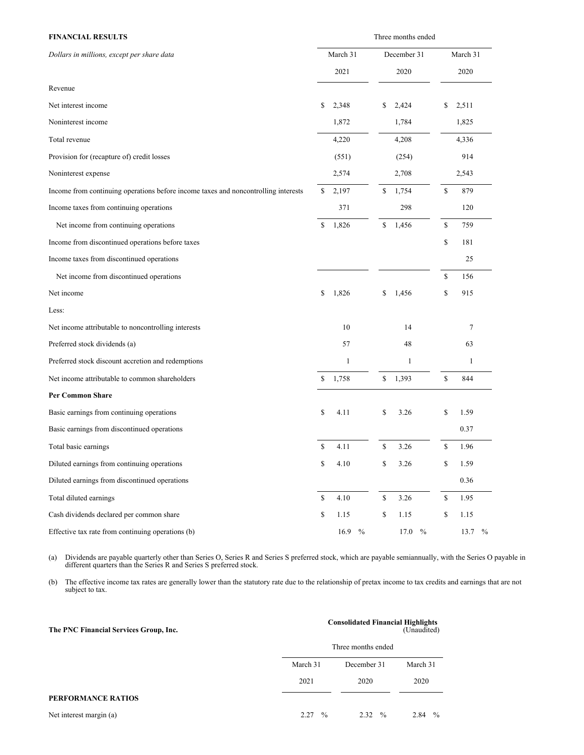**FINANCIAL RESULTS**

| *Dollars in millions, except per share data* | Three months ended March 31 2021 | December 31 2020 | March 31 2020 |
|---|---|---|---|
| Revenue | | | |
| Net interest income | $ 2,348 | $ 2,424 | $ 2,511 |
| Noninterest income | 1,872 | 1,784 | 1,825 |
| Total revenue | 4,220 | 4,208 | 4,336 |
| Provision for (recapture of) credit losses | (551) | (254) | 914 |
| Noninterest expense | 2,574 | 2,708 | 2,543 |
| Income from continuing operations before income taxes and noncontrolling interests | $ 2,197 | $ 1,754 | $ 879 |
| Income taxes from continuing operations | 371 | 298 | 120 |
| Net income from continuing operations | $ 1,826 | $ 1,456 | $ 759 |
| Income from discontinued operations before taxes | | | $ 181 |
| Income taxes from discontinued operations | | | 25 |
| Net income from discontinued operations | | | $ 156 |
| Net income | $ 1,826 | $ 1,456 | $ 915 |
| Less: | | | |
| Net income attributable to noncontrolling interests | 10 | 14 | 7 |
| Preferred stock dividends (a) | 57 | 48 | 63 |
| Preferred stock discount accretion and redemptions | 1 | 1 | 1 |
| Net income attributable to common shareholders | $ 1,758 | $ 1,393 | $ 844 |
| **Per Common Share** | | | |
| Basic earnings from continuing operations | $ 4.11 | $ 3.26 | $ 1.59 |
| Basic earnings from discontinued operations | | | 0.37 |
| Total basic earnings | $ 4.11 | $ 3.26 | $ 1.96 |
| Diluted earnings from continuing operations | $ 4.10 | $ 3.26 | $ 1.59 |
| Diluted earnings from discontinued operations | | | 0.36 |
| Total diluted earnings | $ 4.10 | $ 3.26 | $ 1.95 |
| Cash dividends declared per common share | $ 1.15 | $ 1.15 | $ 1.15 |
| Effective tax rate from continuing operations (b) | 16.9 % | 17.0 % | 13.7 % |

(a) Dividends are payable quarterly other than Series O, Series R and Series S preferred stock, which are payable semiannually, with the Series O payable in different quarters than the Series R and Series S preferred stock.

(b) The effective income tax rates are generally lower than the statutory rate due to the relationship of pretax income to tax credits and earnings that are not subject to tax.

**The PNC Financial Services Group, Inc.**

**Consolidated Financial Highlights** (Unaudited)

| | Three months ended March 31 2021 | December 31 2020 | March 31 2020 |
|---|---|---|---|
| **PERFORMANCE RATIOS** | | | |
| Net interest margin (a) | 2.27 % | 2.32 % | 2.84 % |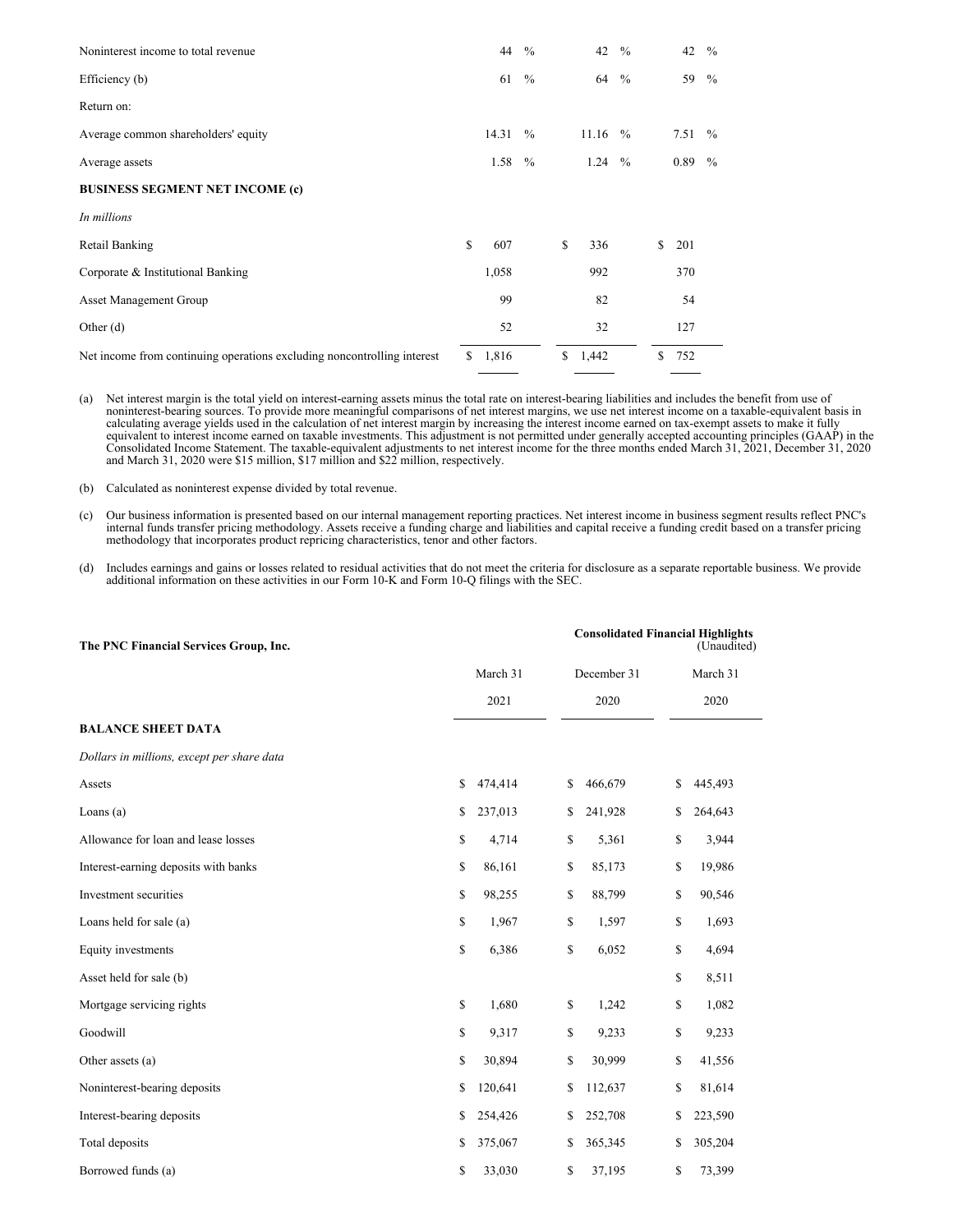| | | | |
|---|---|---|---|
| Noninterest income to total revenue | 44 % | 42 % | 42 % |
| Efficiency (b) | 61 % | 64 % | 59 % |
| Return on: | | | |
| Average common shareholders' equity | 14.31 % | 11.16 % | 7.51 % |
| Average assets | 1.58 % | 1.24 % | 0.89 % |
| **BUSINESS SEGMENT NET INCOME (c)** | | | |
| *In millions* | | | |
| Retail Banking | $ 607 | $ 336 | $ 201 |
| Corporate & Institutional Banking | 1,058 | 992 | 370 |
| Asset Management Group | 99 | 82 | 54 |
| Other (d) | 52 | 32 | 127 |
| Net income from continuing operations excluding noncontrolling interest | $ 1,816 | $ 1,442 | $ 752 |

(a) Net interest margin is the total yield on interest-earning assets minus the total rate on interest-bearing liabilities and includes the benefit from use of noninterest-bearing sources. To provide more meaningful comparisons of net interest margins, we use net interest income on a taxable-equivalent basis in calculating average yields used in the calculation of net interest margin by increasing the interest income earned on tax-exempt assets to make it fully equivalent to interest income earned on taxable investments. This adjustment is not permitted under generally accepted accounting principles (GAAP) in the Consolidated Income Statement. The taxable-equivalent adjustments to net interest income for the three months ended March 31, 2021, December 31, 2020 and March 31, 2020 were $15 million, $17 million and $22 million, respectively.

(b) Calculated as noninterest expense divided by total revenue.

(c) Our business information is presented based on our internal management reporting practices. Net interest income in business segment results reflect PNC's internal funds transfer pricing methodology. Assets receive a funding charge and liabilities and capital receive a funding credit based on a transfer pricing methodology that incorporates product repricing characteristics, tenor and other factors.

(d) Includes earnings and gains or losses related to residual activities that do not meet the criteria for disclosure as a separate reportable business. We provide additional information on these activities in our Form 10-K and Form 10-Q filings with the SEC.

**The PNC Financial Services Group, Inc.**

**Consolidated Financial Highlights** (Unaudited)

| | March 31 2021 | December 31 2020 | March 31 2020 |
|---|---|---|---|
| **BALANCE SHEET DATA** | | | |
| *Dollars in millions, except per share data* | | | |
| Assets | $ 474,414 | $ 466,679 | $ 445,493 |
| Loans (a) | $ 237,013 | $ 241,928 | $ 264,643 |
| Allowance for loan and lease losses | $ 4,714 | $ 5,361 | $ 3,944 |
| Interest-earning deposits with banks | $ 86,161 | $ 85,173 | $ 19,986 |
| Investment securities | $ 98,255 | $ 88,799 | $ 90,546 |
| Loans held for sale (a) | $ 1,967 | $ 1,597 | $ 1,693 |
| Equity investments | $ 6,386 | $ 6,052 | $ 4,694 |
| Asset held for sale (b) | | | $ 8,511 |
| Mortgage servicing rights | $ 1,680 | $ 1,242 | $ 1,082 |
| Goodwill | $ 9,317 | $ 9,233 | $ 9,233 |
| Other assets (a) | $ 30,894 | $ 30,999 | $ 41,556 |
| Noninterest-bearing deposits | $ 120,641 | $ 112,637 | $ 81,614 |
| Interest-bearing deposits | $ 254,426 | $ 252,708 | $ 223,590 |
| Total deposits | $ 375,067 | $ 365,345 | $ 305,204 |
| Borrowed funds (a) | $ 33,030 | $ 37,195 | $ 73,399 |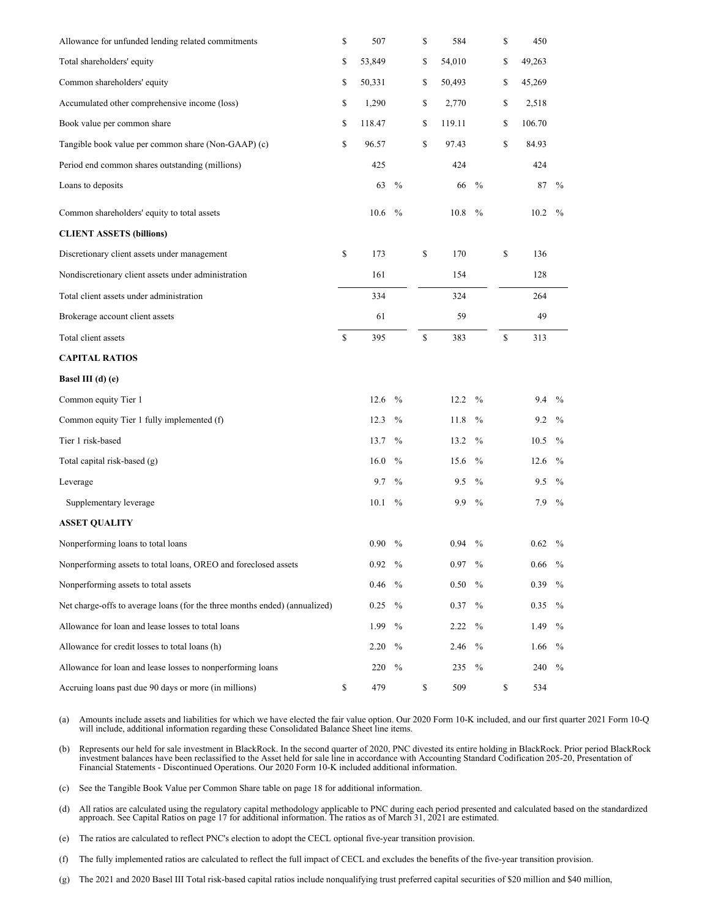| | | | |
|---|---|---|---|
| Allowance for unfunded lending related commitments | $ 507 | $ 584 | $ 450 |
| Total shareholders' equity | $ 53,849 | $ 54,010 | $ 49,263 |
| Common shareholders' equity | $ 50,331 | $ 50,493 | $ 45,269 |
| Accumulated other comprehensive income (loss) | $ 1,290 | $ 2,770 | $ 2,518 |
| Book value per common share | $ 118.47 | $ 119.11 | $ 106.70 |
| Tangible book value per common share (Non-GAAP) (c) | $ 96.57 | $ 97.43 | $ 84.93 |
| Period end common shares outstanding (millions) | 425 | 424 | 424 |
| Loans to deposits | 63 % | 66 % | 87 % |
| Common shareholders' equity to total assets | 10.6 % | 10.8 % | 10.2 % |
| **CLIENT ASSETS (billions)** | | | |
| Discretionary client assets under management | $ 173 | $ 170 | $ 136 |
| Nondiscretionary client assets under administration | 161 | 154 | 128 |
| Total client assets under administration | 334 | 324 | 264 |
| Brokerage account client assets | 61 | 59 | 49 |
| Total client assets | $ 395 | $ 383 | $ 313 |
| **CAPITAL RATIOS** | | | |
| **Basel III (d) (e)** | | | |
| Common equity Tier 1 | 12.6 % | 12.2 % | 9.4 % |
| Common equity Tier 1 fully implemented (f) | 12.3 % | 11.8 % | 9.2 % |
| Tier 1 risk-based | 13.7 % | 13.2 % | 10.5 % |
| Total capital risk-based (g) | 16.0 % | 15.6 % | 12.6 % |
| Leverage | 9.7 % | 9.5 % | 9.5 % |
| Supplementary leverage | 10.1 % | 9.9 % | 7.9 % |
| **ASSET QUALITY** | | | |
| Nonperforming loans to total loans | 0.90 % | 0.94 % | 0.62 % |
| Nonperforming assets to total loans, OREO and foreclosed assets | 0.92 % | 0.97 % | 0.66 % |
| Nonperforming assets to total assets | 0.46 % | 0.50 % | 0.39 % |
| Net charge-offs to average loans (for the three months ended) (annualized) | 0.25 % | 0.37 % | 0.35 % |
| Allowance for loan and lease losses to total loans | 1.99 % | 2.22 % | 1.49 % |
| Allowance for credit losses to total loans (h) | 2.20 % | 2.46 % | 1.66 % |
| Allowance for loan and lease losses to nonperforming loans | 220 % | 235 % | 240 % |
| Accruing loans past due 90 days or more (in millions) | $ 479 | $ 509 | $ 534 |

(a) Amounts include assets and liabilities for which we have elected the fair value option. Our 2020 Form 10-K included, and our first quarter 2021 Form 10-Q will include, additional information regarding these Consolidated Balance Sheet line items.

(b) Represents our held for sale investment in BlackRock. In the second quarter of 2020, PNC divested its entire holding in BlackRock. Prior period BlackRock investment balances have been reclassified to the Asset held for sale line in accordance with Accounting Standard Codification 205-20, Presentation of Financial Statements - Discontinued Operations. Our 2020 Form 10-K included additional information.

(c) See the Tangible Book Value per Common Share table on page 18 for additional information.

(d) All ratios are calculated using the regulatory capital methodology applicable to PNC during each period presented and calculated based on the standardized approach. See Capital Ratios on page 17 for additional information. The ratios as of March 31, 2021 are estimated.

(e) The ratios are calculated to reflect PNC's election to adopt the CECL optional five-year transition provision.

(f) The fully implemented ratios are calculated to reflect the full impact of CECL and excludes the benefits of the five-year transition provision.

(g) The 2021 and 2020 Basel III Total risk-based capital ratios include nonqualifying trust preferred capital securities of $20 million and $40 million,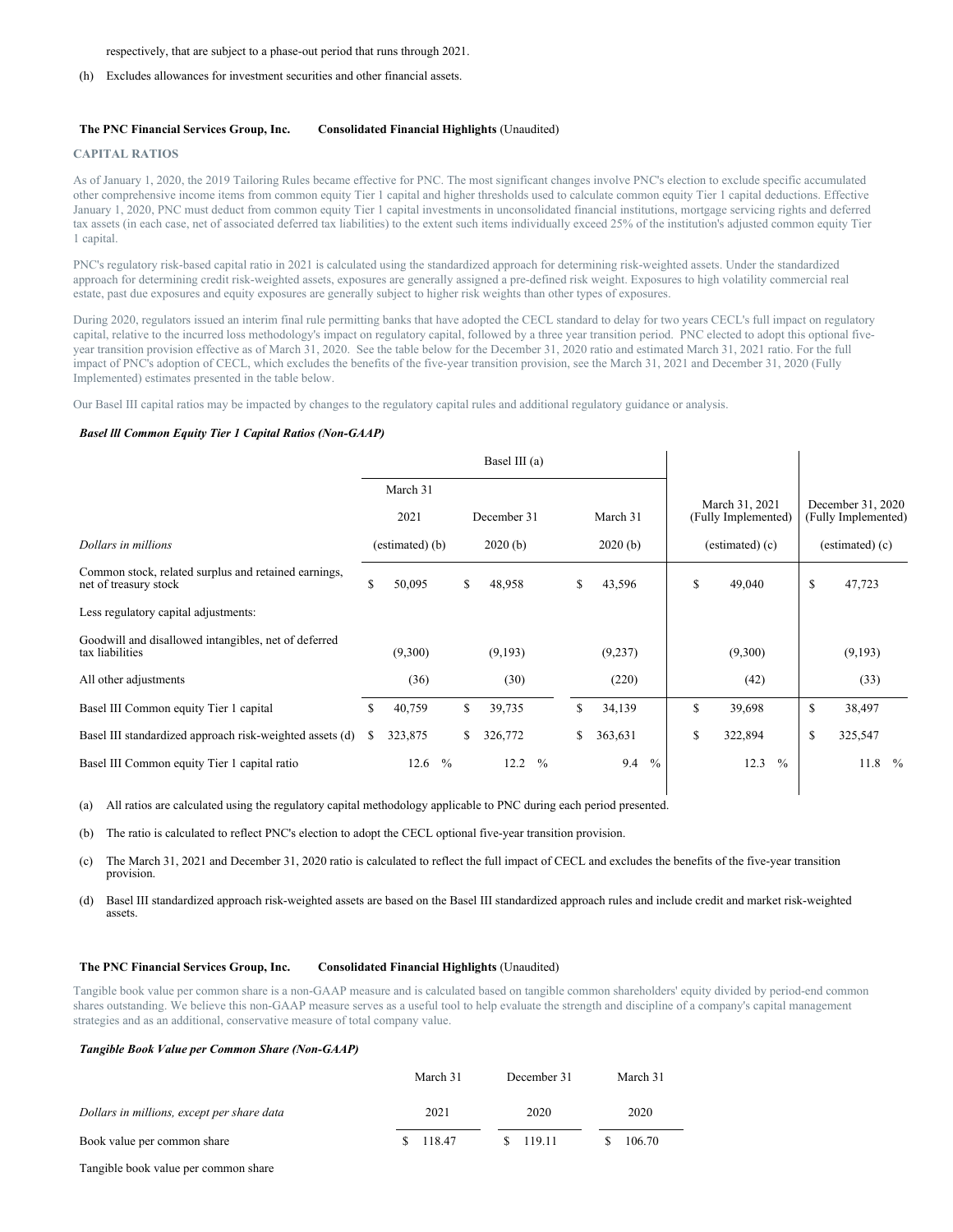respectively, that are subject to a phase-out period that runs through 2021.

(h) Excludes allowances for investment securities and other financial assets.

**The PNC Financial Services Group, Inc.** **Consolidated Financial Highlights** (Unaudited)

## CAPITAL RATIOS

As of January 1, 2020, the 2019 Tailoring Rules became effective for PNC. The most significant changes involve PNC's election to exclude specific accumulated other comprehensive income items from common equity Tier 1 capital and higher thresholds used to calculate common equity Tier 1 capital deductions. Effective January 1, 2020, PNC must deduct from common equity Tier 1 capital investments in unconsolidated financial institutions, mortgage servicing rights and deferred tax assets (in each case, net of associated deferred tax liabilities) to the extent such items individually exceed 25% of the institution's adjusted common equity Tier 1 capital.

PNC's regulatory risk-based capital ratio in 2021 is calculated using the standardized approach for determining risk-weighted assets. Under the standardized approach for determining credit risk-weighted assets, exposures are generally assigned a pre-defined risk weight. Exposures to high volatility commercial real estate, past due exposures and equity exposures are generally subject to higher risk weights than other types of exposures.

During 2020, regulators issued an interim final rule permitting banks that have adopted the CECL standard to delay for two years CECL's full impact on regulatory capital, relative to the incurred loss methodology's impact on regulatory capital, followed by a three year transition period. PNC elected to adopt this optional five-year transition provision effective as of March 31, 2020. See the table below for the December 31, 2020 ratio and estimated March 31, 2021 ratio. For the full impact of PNC's adoption of CECL, which excludes the benefits of the five-year transition provision, see the March 31, 2021 and December 31, 2020 (Fully Implemented) estimates presented in the table below.

Our Basel III capital ratios may be impacted by changes to the regulatory capital rules and additional regulatory guidance or analysis.

***Basel lll Common Equity Tier 1 Capital Ratios (Non-GAAP)***

| | Basel III (a) | | | | |
|---|---|---|---|---|---|
| | March 31 2021 | December 31 | March 31 | March 31, 2021 (Fully Implemented) | December 31, 2020 (Fully Implemented) |
| *Dollars in millions* | (estimated) (b) | 2020 (b) | 2020 (b) | (estimated) (c) | (estimated) (c) |
| Common stock, related surplus and retained earnings, net of treasury stock | $ 50,095 | $ 48,958 | $ 43,596 | $ 49,040 | $ 47,723 |
| Less regulatory capital adjustments: | | | | | |
| Goodwill and disallowed intangibles, net of deferred tax liabilities | (9,300) | (9,193) | (9,237) | (9,300) | (9,193) |
| All other adjustments | (36) | (30) | (220) | (42) | (33) |
| Basel III Common equity Tier 1 capital | $ 40,759 | $ 39,735 | $ 34,139 | $ 39,698 | $ 38,497 |
| Basel III standardized approach risk-weighted assets (d) | $ 323,875 | $ 326,772 | $ 363,631 | $ 322,894 | $ 325,547 |
| Basel III Common equity Tier 1 capital ratio | 12.6 % | 12.2 % | 9.4 % | 12.3 % | 11.8 % |

(a) All ratios are calculated using the regulatory capital methodology applicable to PNC during each period presented.

(b) The ratio is calculated to reflect PNC's election to adopt the CECL optional five-year transition provision.

(c) The March 31, 2021 and December 31, 2020 ratio is calculated to reflect the full impact of CECL and excludes the benefits of the five-year transition provision.

(d) Basel III standardized approach risk-weighted assets are based on the Basel III standardized approach rules and include credit and market risk-weighted assets.

**The PNC Financial Services Group, Inc.** **Consolidated Financial Highlights** (Unaudited)

Tangible book value per common share is a non-GAAP measure and is calculated based on tangible common shareholders' equity divided by period-end common shares outstanding. We believe this non-GAAP measure serves as a useful tool to help evaluate the strength and discipline of a company's capital management strategies and as an additional, conservative measure of total company value.

***Tangible Book Value per Common Share (Non-GAAP)***

| | March 31 | December 31 | March 31 |
|---|---|---|---|
| *Dollars in millions, except per share data* | 2021 | 2020 | 2020 |
| Book value per common share | $ 118.47 | $ 119.11 | $ 106.70 |
| Tangible book value per common share | | | |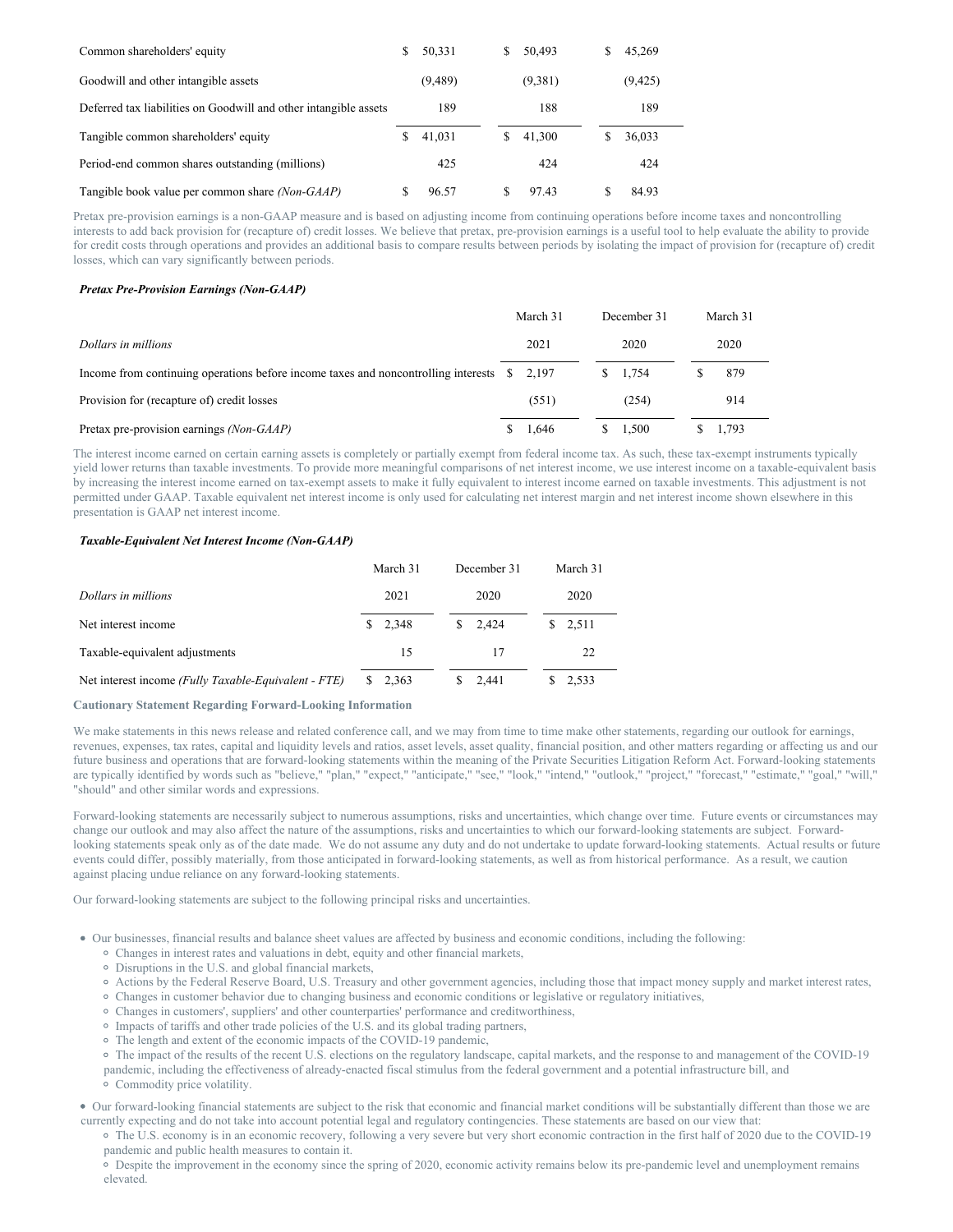| | | | |
|---|---|---|---|
| Common shareholders' equity | $ 50,331 | $ 50,493 | $ 45,269 |
| Goodwill and other intangible assets | (9,489) | (9,381) | (9,425) |
| Deferred tax liabilities on Goodwill and other intangible assets | 189 | 188 | 189 |
| Tangible common shareholders' equity | $ 41,031 | $ 41,300 | $ 36,033 |
| Period-end common shares outstanding (millions) | 425 | 424 | 424 |
| Tangible book value per common share *(Non-GAAP)* | $ 96.57 | $ 97.43 | $ 84.93 |

Pretax pre-provision earnings is a non-GAAP measure and is based on adjusting income from continuing operations before income taxes and noncontrolling interests to add back provision for (recapture of) credit losses. We believe that pretax, pre-provision earnings is a useful tool to help evaluate the ability to provide for credit costs through operations and provides an additional basis to compare results between periods by isolating the impact of provision for (recapture of) credit losses, which can vary significantly between periods.

***Pretax Pre-Provision Earnings (Non-GAAP)***

| *Dollars in millions* | March 31 2021 | December 31 2020 | March 31 2020 |
|---|---|---|---|
| Income from continuing operations before income taxes and noncontrolling interests | $ 2,197 | $ 1,754 | $ 879 |
| Provision for (recapture of) credit losses | (551) | (254) | 914 |
| Pretax pre-provision earnings *(Non-GAAP)* | $ 1,646 | $ 1,500 | $ 1,793 |

The interest income earned on certain earning assets is completely or partially exempt from federal income tax. As such, these tax-exempt instruments typically yield lower returns than taxable investments. To provide more meaningful comparisons of net interest income, we use interest income on a taxable-equivalent basis by increasing the interest income earned on tax-exempt assets to make it fully equivalent to interest income earned on taxable investments. This adjustment is not permitted under GAAP. Taxable equivalent net interest income is only used for calculating net interest margin and net interest income shown elsewhere in this presentation is GAAP net interest income.

***Taxable-Equivalent Net Interest Income (Non-GAAP)***

| *Dollars in millions* | March 31 2021 | December 31 2020 | March 31 2020 |
|---|---|---|---|
| Net interest income | $ 2,348 | $ 2,424 | $ 2,511 |
| Taxable-equivalent adjustments | 15 | 17 | 22 |
| Net interest income *(Fully Taxable-Equivalent - FTE)* | $ 2,363 | $ 2,441 | $ 2,533 |

**Cautionary Statement Regarding Forward-Looking Information**

We make statements in this news release and related conference call, and we may from time to time make other statements, regarding our outlook for earnings, revenues, expenses, tax rates, capital and liquidity levels and ratios, asset levels, asset quality, financial position, and other matters regarding or affecting us and our future business and operations that are forward-looking statements within the meaning of the Private Securities Litigation Reform Act. Forward-looking statements are typically identified by words such as "believe," "plan," "expect," "anticipate," "see," "look," "intend," "outlook," "project," "forecast," "estimate," "goal," "will," "should" and other similar words and expressions.

Forward-looking statements are necessarily subject to numerous assumptions, risks and uncertainties, which change over time. Future events or circumstances may change our outlook and may also affect the nature of the assumptions, risks and uncertainties to which our forward-looking statements are subject. Forward-looking statements speak only as of the date made. We do not assume any duty and do not undertake to update forward-looking statements. Actual results or future events could differ, possibly materially, from those anticipated in forward-looking statements, as well as from historical performance. As a result, we caution against placing undue reliance on any forward-looking statements.

Our forward-looking statements are subject to the following principal risks and uncertainties.

- Our businesses, financial results and balance sheet values are affected by business and economic conditions, including the following:
  - Changes in interest rates and valuations in debt, equity and other financial markets,
  - Disruptions in the U.S. and global financial markets,
  - Actions by the Federal Reserve Board, U.S. Treasury and other government agencies, including those that impact money supply and market interest rates,
  - Changes in customer behavior due to changing business and economic conditions or legislative or regulatory initiatives,
  - Changes in customers', suppliers' and other counterparties' performance and creditworthiness,
  - Impacts of tariffs and other trade policies of the U.S. and its global trading partners,
  - The length and extent of the economic impacts of the COVID-19 pandemic,
  - The impact of the results of the recent U.S. elections on the regulatory landscape, capital markets, and the response to and management of the COVID-19 pandemic, including the effectiveness of already-enacted fiscal stimulus from the federal government and a potential infrastructure bill, and
  - Commodity price volatility.
- Our forward-looking financial statements are subject to the risk that economic and financial market conditions will be substantially different than those we are currently expecting and do not take into account potential legal and regulatory contingencies. These statements are based on our view that:
  - The U.S. economy is in an economic recovery, following a very severe but very short economic contraction in the first half of 2020 due to the COVID-19 pandemic and public health measures to contain it.
  - Despite the improvement in the economy since the spring of 2020, economic activity remains below its pre-pandemic level and unemployment remains elevated.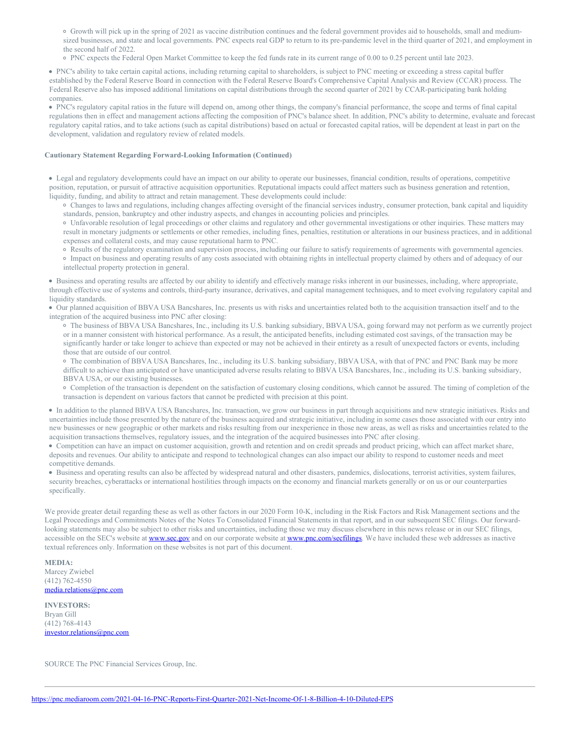- Growth will pick up in the spring of 2021 as vaccine distribution continues and the federal government provides aid to households, small and medium-sized businesses, and state and local governments. PNC expects real GDP to return to its pre-pandemic level in the third quarter of 2021, and employment in the second half of 2022.
  - PNC expects the Federal Open Market Committee to keep the fed funds rate in its current range of 0.00 to 0.25 percent until late 2023.
- PNC's ability to take certain capital actions, including returning capital to shareholders, is subject to PNC meeting or exceeding a stress capital buffer established by the Federal Reserve Board in connection with the Federal Reserve Board's Comprehensive Capital Analysis and Review (CCAR) process. The Federal Reserve also has imposed additional limitations on capital distributions through the second quarter of 2021 by CCAR-participating bank holding companies.
- PNC's regulatory capital ratios in the future will depend on, among other things, the company's financial performance, the scope and terms of final capital regulations then in effect and management actions affecting the composition of PNC's balance sheet. In addition, PNC's ability to determine, evaluate and forecast regulatory capital ratios, and to take actions (such as capital distributions) based on actual or forecasted capital ratios, will be dependent at least in part on the development, validation and regulatory review of related models.

**Cautionary Statement Regarding Forward-Looking Information (Continued)**

- Legal and regulatory developments could have an impact on our ability to operate our businesses, financial condition, results of operations, competitive position, reputation, or pursuit of attractive acquisition opportunities. Reputational impacts could affect matters such as business generation and retention, liquidity, funding, and ability to attract and retain management. These developments could include:
  - Changes to laws and regulations, including changes affecting oversight of the financial services industry, consumer protection, bank capital and liquidity standards, pension, bankruptcy and other industry aspects, and changes in accounting policies and principles.
  - Unfavorable resolution of legal proceedings or other claims and regulatory and other governmental investigations or other inquiries. These matters may result in monetary judgments or settlements or other remedies, including fines, penalties, restitution or alterations in our business practices, and in additional expenses and collateral costs, and may cause reputational harm to PNC.
  - Results of the regulatory examination and supervision process, including our failure to satisfy requirements of agreements with governmental agencies.
  - Impact on business and operating results of any costs associated with obtaining rights in intellectual property claimed by others and of adequacy of our intellectual property protection in general.
- Business and operating results are affected by our ability to identify and effectively manage risks inherent in our businesses, including, where appropriate, through effective use of systems and controls, third-party insurance, derivatives, and capital management techniques, and to meet evolving regulatory capital and liquidity standards.
- Our planned acquisition of BBVA USA Bancshares, Inc. presents us with risks and uncertainties related both to the acquisition transaction itself and to the integration of the acquired business into PNC after closing:
  - The business of BBVA USA Bancshares, Inc., including its U.S. banking subsidiary, BBVA USA, going forward may not perform as we currently project or in a manner consistent with historical performance. As a result, the anticipated benefits, including estimated cost savings, of the transaction may be significantly harder or take longer to achieve than expected or may not be achieved in their entirety as a result of unexpected factors or events, including those that are outside of our control.
  - The combination of BBVA USA Bancshares, Inc., including its U.S. banking subsidiary, BBVA USA, with that of PNC and PNC Bank may be more difficult to achieve than anticipated or have unanticipated adverse results relating to BBVA USA Bancshares, Inc., including its U.S. banking subsidiary, BBVA USA, or our existing businesses.
  - Completion of the transaction is dependent on the satisfaction of customary closing conditions, which cannot be assured. The timing of completion of the transaction is dependent on various factors that cannot be predicted with precision at this point.
- In addition to the planned BBVA USA Bancshares, Inc. transaction, we grow our business in part through acquisitions and new strategic initiatives. Risks and uncertainties include those presented by the nature of the business acquired and strategic initiative, including in some cases those associated with our entry into new businesses or new geographic or other markets and risks resulting from our inexperience in those new areas, as well as risks and uncertainties related to the acquisition transactions themselves, regulatory issues, and the integration of the acquired businesses into PNC after closing.
- Competition can have an impact on customer acquisition, growth and retention and on credit spreads and product pricing, which can affect market share, deposits and revenues. Our ability to anticipate and respond to technological changes can also impact our ability to respond to customer needs and meet competitive demands.
- Business and operating results can also be affected by widespread natural and other disasters, pandemics, dislocations, terrorist activities, system failures, security breaches, cyberattacks or international hostilities through impacts on the economy and financial markets generally or on us or our counterparties specifically.

We provide greater detail regarding these as well as other factors in our 2020 Form 10-K, including in the Risk Factors and Risk Management sections and the Legal Proceedings and Commitments Notes of the Notes To Consolidated Financial Statements in that report, and in our subsequent SEC filings. Our forward-looking statements may also be subject to other risks and uncertainties, including those we may discuss elsewhere in this news release or in our SEC filings, accessible on the SEC's website at www.sec.gov and on our corporate website at www.pnc.com/secfilings. We have included these web addresses as inactive textual references only. Information on these websites is not part of this document.

**MEDIA:**
Marcey Zwiebel
(412) 762-4550
media.relations@pnc.com

**INVESTORS:**
Bryan Gill
(412) 768-4143
investor.relations@pnc.com

SOURCE The PNC Financial Services Group, Inc.

https://pnc.mediaroom.com/2021-04-16-PNC-Reports-First-Quarter-2021-Net-Income-Of-1-8-Billion-4-10-Diluted-EPS